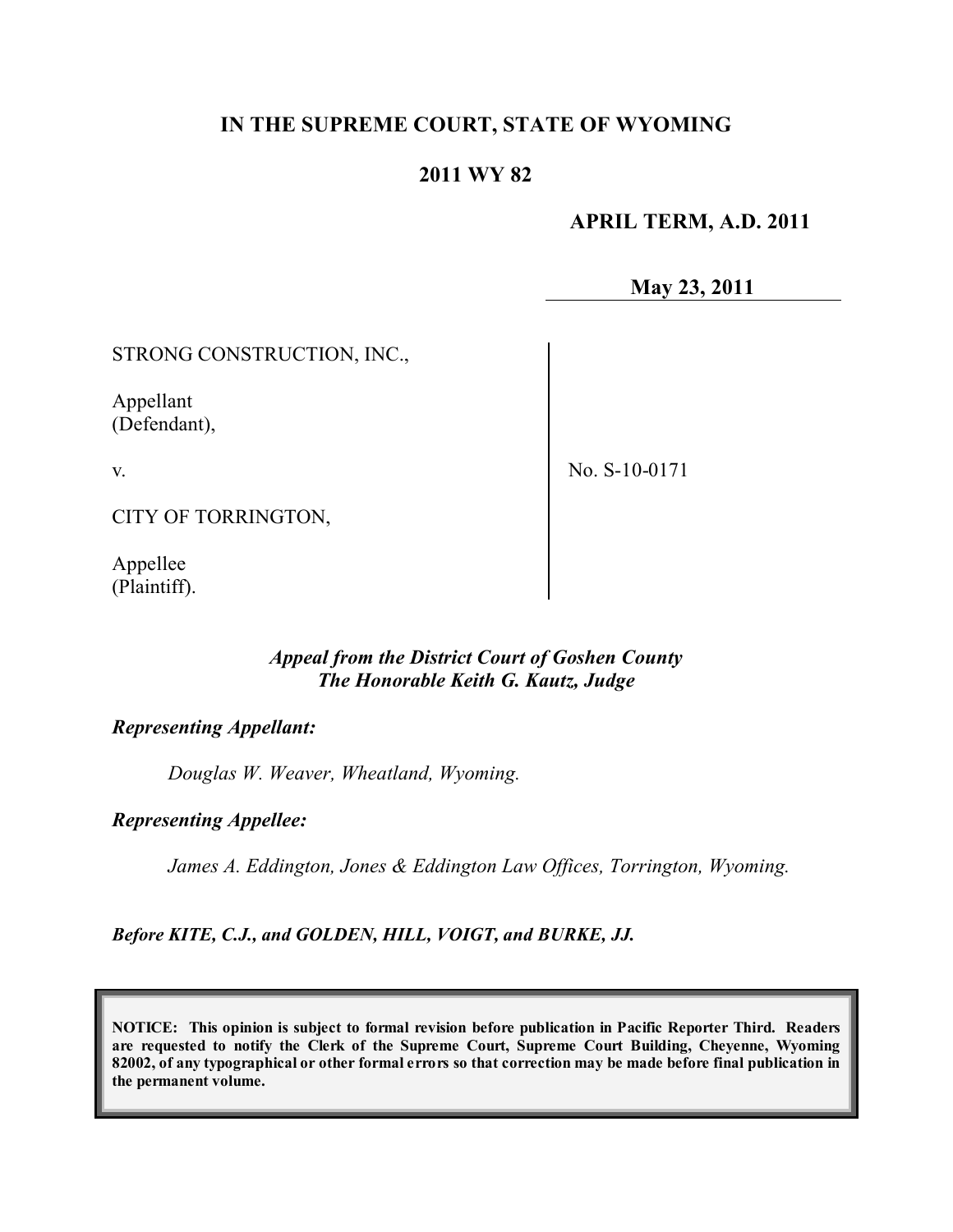**IN THE SUPREME COURT, STATE OF WYOMING**

**2011 WY 82**

**APRIL TERM, A.D. 2011**

**May 23, 2011**

| | |
|---|---|
| STRONG CONSTRUCTION, INC.,<br><br>Appellant<br>(Defendant),<br><br>v.<br><br>CITY OF TORRINGTON,<br><br>Appellee<br>(Plaintiff). | No. S-10-0171 |

***Appeal from the District Court of Goshen County***
***The Honorable Keith G. Kautz, Judge***

***Representing Appellant:***

*Douglas W. Weaver, Wheatland, Wyoming.*

***Representing Appellee:***

*James A. Eddington, Jones & Eddington Law Offices, Torrington, Wyoming.*

***Before KITE, C.J., and GOLDEN, HILL, VOIGT, and BURKE, JJ.***

**NOTICE: This opinion is subject to formal revision before publication in Pacific Reporter Third. Readers are requested to notify the Clerk of the Supreme Court, Supreme Court Building, Cheyenne, Wyoming 82002, of any typographical or other formal errors so that correction may be made before final publication in the permanent volume.**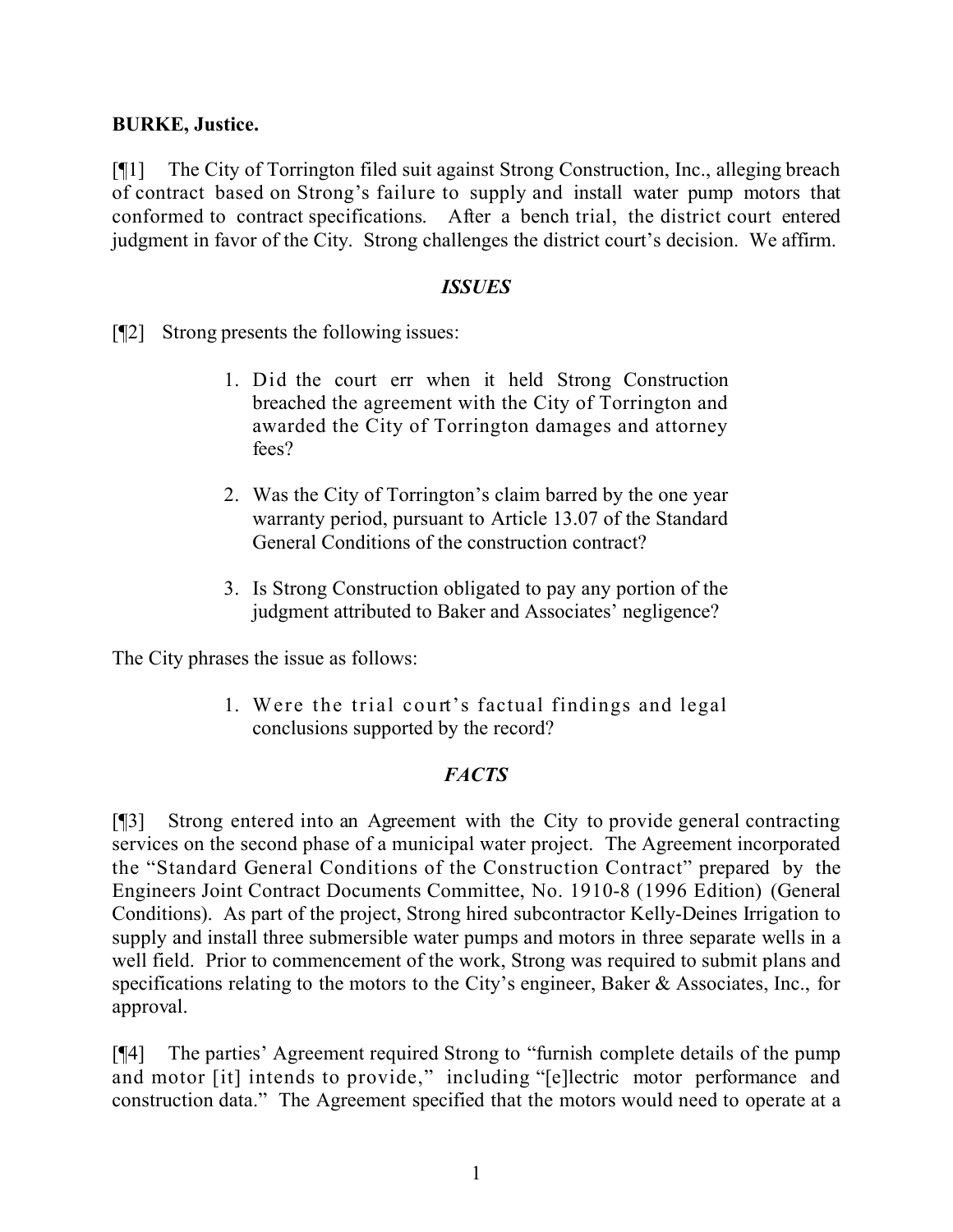**BURKE, Justice.**

[¶1] The City of Torrington filed suit against Strong Construction, Inc., alleging breach of contract based on Strong's failure to supply and install water pump motors that conformed to contract specifications. After a bench trial, the district court entered judgment in favor of the City. Strong challenges the district court's decision. We affirm.

### *ISSUES*

[¶2] Strong presents the following issues:

> 1. Did the court err when it held Strong Construction breached the agreement with the City of Torrington and awarded the City of Torrington damages and attorney fees?
>
> 2. Was the City of Torrington's claim barred by the one year warranty period, pursuant to Article 13.07 of the Standard General Conditions of the construction contract?
>
> 3. Is Strong Construction obligated to pay any portion of the judgment attributed to Baker and Associates' negligence?

The City phrases the issue as follows:

> 1. Were the trial court's factual findings and legal conclusions supported by the record?

### *FACTS*

[¶3] Strong entered into an Agreement with the City to provide general contracting services on the second phase of a municipal water project. The Agreement incorporated the "Standard General Conditions of the Construction Contract" prepared by the Engineers Joint Contract Documents Committee, No. 1910-8 (1996 Edition) (General Conditions). As part of the project, Strong hired subcontractor Kelly-Deines Irrigation to supply and install three submersible water pumps and motors in three separate wells in a well field. Prior to commencement of the work, Strong was required to submit plans and specifications relating to the motors to the City's engineer, Baker & Associates, Inc., for approval.

[¶4] The parties' Agreement required Strong to "furnish complete details of the pump and motor [it] intends to provide," including "[e]lectric motor performance and construction data." The Agreement specified that the motors would need to operate at a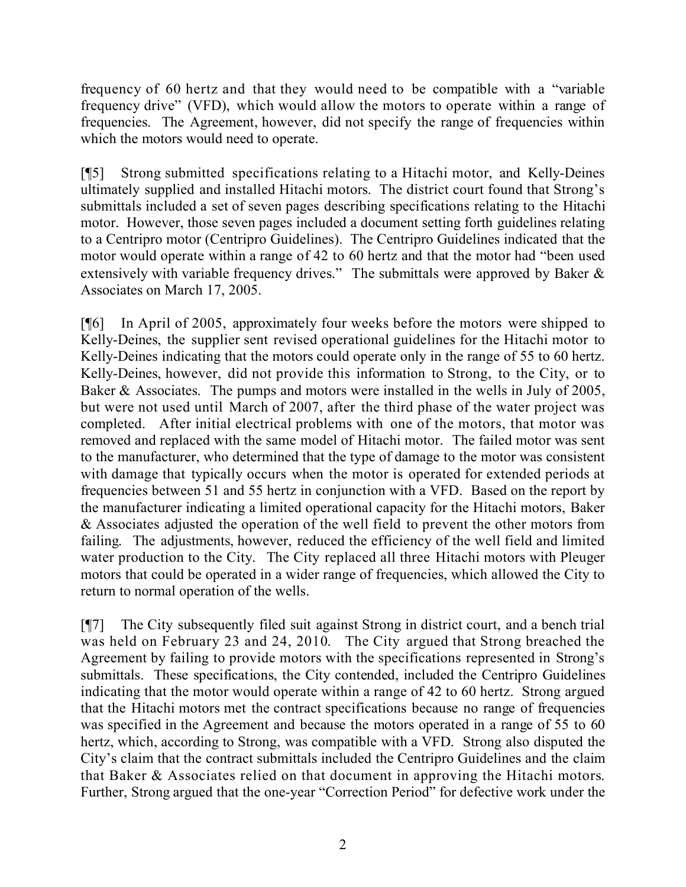frequency of 60 hertz and that they would need to be compatible with a "variable frequency drive" (VFD), which would allow the motors to operate within a range of frequencies. The Agreement, however, did not specify the range of frequencies within which the motors would need to operate.

[¶5] Strong submitted specifications relating to a Hitachi motor, and Kelly-Deines ultimately supplied and installed Hitachi motors. The district court found that Strong's submittals included a set of seven pages describing specifications relating to the Hitachi motor. However, those seven pages included a document setting forth guidelines relating to a Centripro motor (Centripro Guidelines). The Centripro Guidelines indicated that the motor would operate within a range of 42 to 60 hertz and that the motor had "been used extensively with variable frequency drives." The submittals were approved by Baker & Associates on March 17, 2005.

[¶6] In April of 2005, approximately four weeks before the motors were shipped to Kelly-Deines, the supplier sent revised operational guidelines for the Hitachi motor to Kelly-Deines indicating that the motors could operate only in the range of 55 to 60 hertz. Kelly-Deines, however, did not provide this information to Strong, to the City, or to Baker & Associates. The pumps and motors were installed in the wells in July of 2005, but were not used until March of 2007, after the third phase of the water project was completed. After initial electrical problems with one of the motors, that motor was removed and replaced with the same model of Hitachi motor. The failed motor was sent to the manufacturer, who determined that the type of damage to the motor was consistent with damage that typically occurs when the motor is operated for extended periods at frequencies between 51 and 55 hertz in conjunction with a VFD. Based on the report by the manufacturer indicating a limited operational capacity for the Hitachi motors, Baker & Associates adjusted the operation of the well field to prevent the other motors from failing. The adjustments, however, reduced the efficiency of the well field and limited water production to the City. The City replaced all three Hitachi motors with Pleuger motors that could be operated in a wider range of frequencies, which allowed the City to return to normal operation of the wells.

[¶7] The City subsequently filed suit against Strong in district court, and a bench trial was held on February 23 and 24, 2010. The City argued that Strong breached the Agreement by failing to provide motors with the specifications represented in Strong's submittals. These specifications, the City contended, included the Centripro Guidelines indicating that the motor would operate within a range of 42 to 60 hertz. Strong argued that the Hitachi motors met the contract specifications because no range of frequencies was specified in the Agreement and because the motors operated in a range of 55 to 60 hertz, which, according to Strong, was compatible with a VFD. Strong also disputed the City's claim that the contract submittals included the Centripro Guidelines and the claim that Baker & Associates relied on that document in approving the Hitachi motors. Further, Strong argued that the one-year "Correction Period" for defective work under the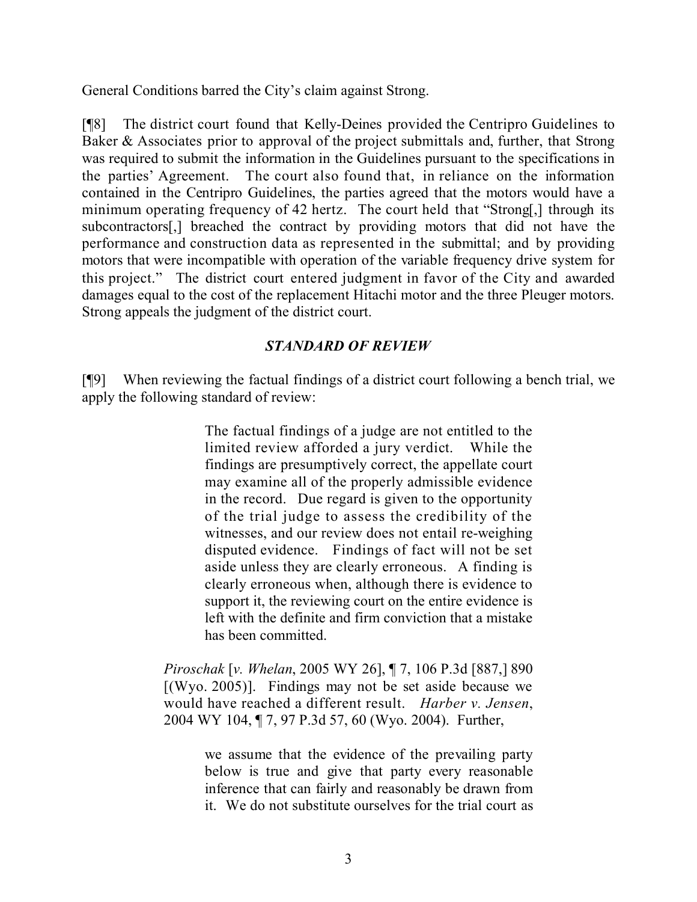General Conditions barred the City's claim against Strong.

[¶8] The district court found that Kelly-Deines provided the Centripro Guidelines to Baker & Associates prior to approval of the project submittals and, further, that Strong was required to submit the information in the Guidelines pursuant to the specifications in the parties' Agreement. The court also found that, in reliance on the information contained in the Centripro Guidelines, the parties agreed that the motors would have a minimum operating frequency of 42 hertz. The court held that "Strong[,] through its subcontractors[,] breached the contract by providing motors that did not have the performance and construction data as represented in the submittal; and by providing motors that were incompatible with operation of the variable frequency drive system for this project." The district court entered judgment in favor of the City and awarded damages equal to the cost of the replacement Hitachi motor and the three Pleuger motors. Strong appeals the judgment of the district court.

### *STANDARD OF REVIEW*

[¶9] When reviewing the factual findings of a district court following a bench trial, we apply the following standard of review:

> The factual findings of a judge are not entitled to the limited review afforded a jury verdict. While the findings are presumptively correct, the appellate court may examine all of the properly admissible evidence in the record. Due regard is given to the opportunity of the trial judge to assess the credibility of the witnesses, and our review does not entail re-weighing disputed evidence. Findings of fact will not be set aside unless they are clearly erroneous. A finding is clearly erroneous when, although there is evidence to support it, the reviewing court on the entire evidence is left with the definite and firm conviction that a mistake has been committed.
>
> *Piroschak* [*v. Whelan*, 2005 WY 26], ¶ 7, 106 P.3d [887,] 890 [(Wyo. 2005)]. Findings may not be set aside because we would have reached a different result. *Harber v. Jensen*, 2004 WY 104, ¶ 7, 97 P.3d 57, 60 (Wyo. 2004). Further,
>
> > we assume that the evidence of the prevailing party below is true and give that party every reasonable inference that can fairly and reasonably be drawn from it. We do not substitute ourselves for the trial court as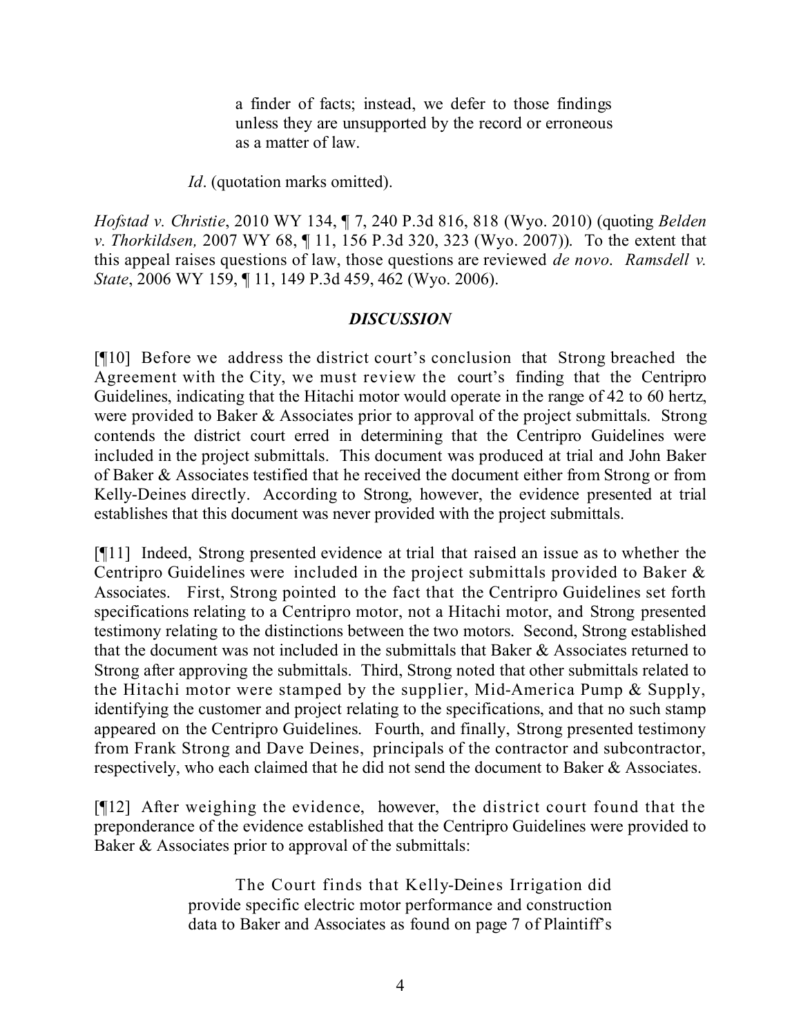> a finder of facts; instead, we defer to those findings unless they are unsupported by the record or erroneous as a matter of law.
>
> *Id*. (quotation marks omitted).

*Hofstad v. Christie*, 2010 WY 134, ¶ 7, 240 P.3d 816, 818 (Wyo. 2010) (quoting *Belden v. Thorkildsen,* 2007 WY 68, ¶ 11, 156 P.3d 320, 323 (Wyo. 2007)). To the extent that this appeal raises questions of law, those questions are reviewed *de novo*. *Ramsdell v. State*, 2006 WY 159, ¶ 11, 149 P.3d 459, 462 (Wyo. 2006).

### *DISCUSSION*

[¶10] Before we address the district court's conclusion that Strong breached the Agreement with the City, we must review the court's finding that the Centripro Guidelines, indicating that the Hitachi motor would operate in the range of 42 to 60 hertz, were provided to Baker & Associates prior to approval of the project submittals. Strong contends the district court erred in determining that the Centripro Guidelines were included in the project submittals. This document was produced at trial and John Baker of Baker & Associates testified that he received the document either from Strong or from Kelly-Deines directly. According to Strong, however, the evidence presented at trial establishes that this document was never provided with the project submittals.

[¶11] Indeed, Strong presented evidence at trial that raised an issue as to whether the Centripro Guidelines were included in the project submittals provided to Baker & Associates. First, Strong pointed to the fact that the Centripro Guidelines set forth specifications relating to a Centripro motor, not a Hitachi motor, and Strong presented testimony relating to the distinctions between the two motors. Second, Strong established that the document was not included in the submittals that Baker & Associates returned to Strong after approving the submittals. Third, Strong noted that other submittals related to the Hitachi motor were stamped by the supplier, Mid-America Pump & Supply, identifying the customer and project relating to the specifications, and that no such stamp appeared on the Centripro Guidelines. Fourth, and finally, Strong presented testimony from Frank Strong and Dave Deines, principals of the contractor and subcontractor, respectively, who each claimed that he did not send the document to Baker & Associates.

[¶12] After weighing the evidence, however, the district court found that the preponderance of the evidence established that the Centripro Guidelines were provided to Baker & Associates prior to approval of the submittals:

> The Court finds that Kelly-Deines Irrigation did provide specific electric motor performance and construction data to Baker and Associates as found on page 7 of Plaintiff's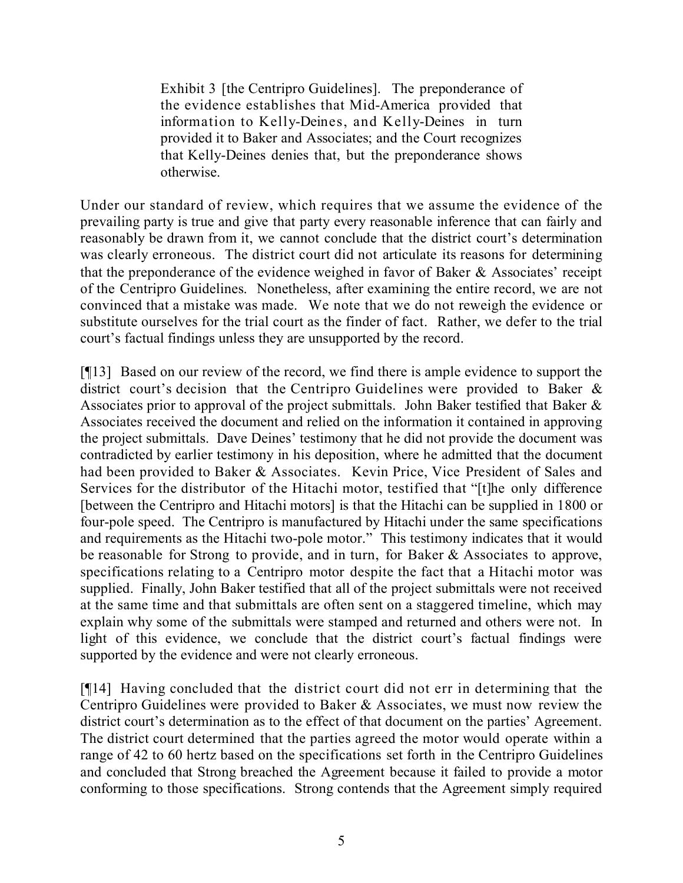> Exhibit 3 [the Centripro Guidelines]. The preponderance of the evidence establishes that Mid-America provided that information to Kelly-Deines, and Kelly-Deines in turn provided it to Baker and Associates; and the Court recognizes that Kelly-Deines denies that, but the preponderance shows otherwise.

Under our standard of review, which requires that we assume the evidence of the prevailing party is true and give that party every reasonable inference that can fairly and reasonably be drawn from it, we cannot conclude that the district court's determination was clearly erroneous. The district court did not articulate its reasons for determining that the preponderance of the evidence weighed in favor of Baker & Associates' receipt of the Centripro Guidelines. Nonetheless, after examining the entire record, we are not convinced that a mistake was made. We note that we do not reweigh the evidence or substitute ourselves for the trial court as the finder of fact. Rather, we defer to the trial court's factual findings unless they are unsupported by the record.

[¶13] Based on our review of the record, we find there is ample evidence to support the district court's decision that the Centripro Guidelines were provided to Baker & Associates prior to approval of the project submittals. John Baker testified that Baker & Associates received the document and relied on the information it contained in approving the project submittals. Dave Deines' testimony that he did not provide the document was contradicted by earlier testimony in his deposition, where he admitted that the document had been provided to Baker & Associates. Kevin Price, Vice President of Sales and Services for the distributor of the Hitachi motor, testified that "[t]he only difference [between the Centripro and Hitachi motors] is that the Hitachi can be supplied in 1800 or four-pole speed. The Centripro is manufactured by Hitachi under the same specifications and requirements as the Hitachi two-pole motor." This testimony indicates that it would be reasonable for Strong to provide, and in turn, for Baker & Associates to approve, specifications relating to a Centripro motor despite the fact that a Hitachi motor was supplied. Finally, John Baker testified that all of the project submittals were not received at the same time and that submittals are often sent on a staggered timeline, which may explain why some of the submittals were stamped and returned and others were not. In light of this evidence, we conclude that the district court's factual findings were supported by the evidence and were not clearly erroneous.

[¶14] Having concluded that the district court did not err in determining that the Centripro Guidelines were provided to Baker & Associates, we must now review the district court's determination as to the effect of that document on the parties' Agreement. The district court determined that the parties agreed the motor would operate within a range of 42 to 60 hertz based on the specifications set forth in the Centripro Guidelines and concluded that Strong breached the Agreement because it failed to provide a motor conforming to those specifications. Strong contends that the Agreement simply required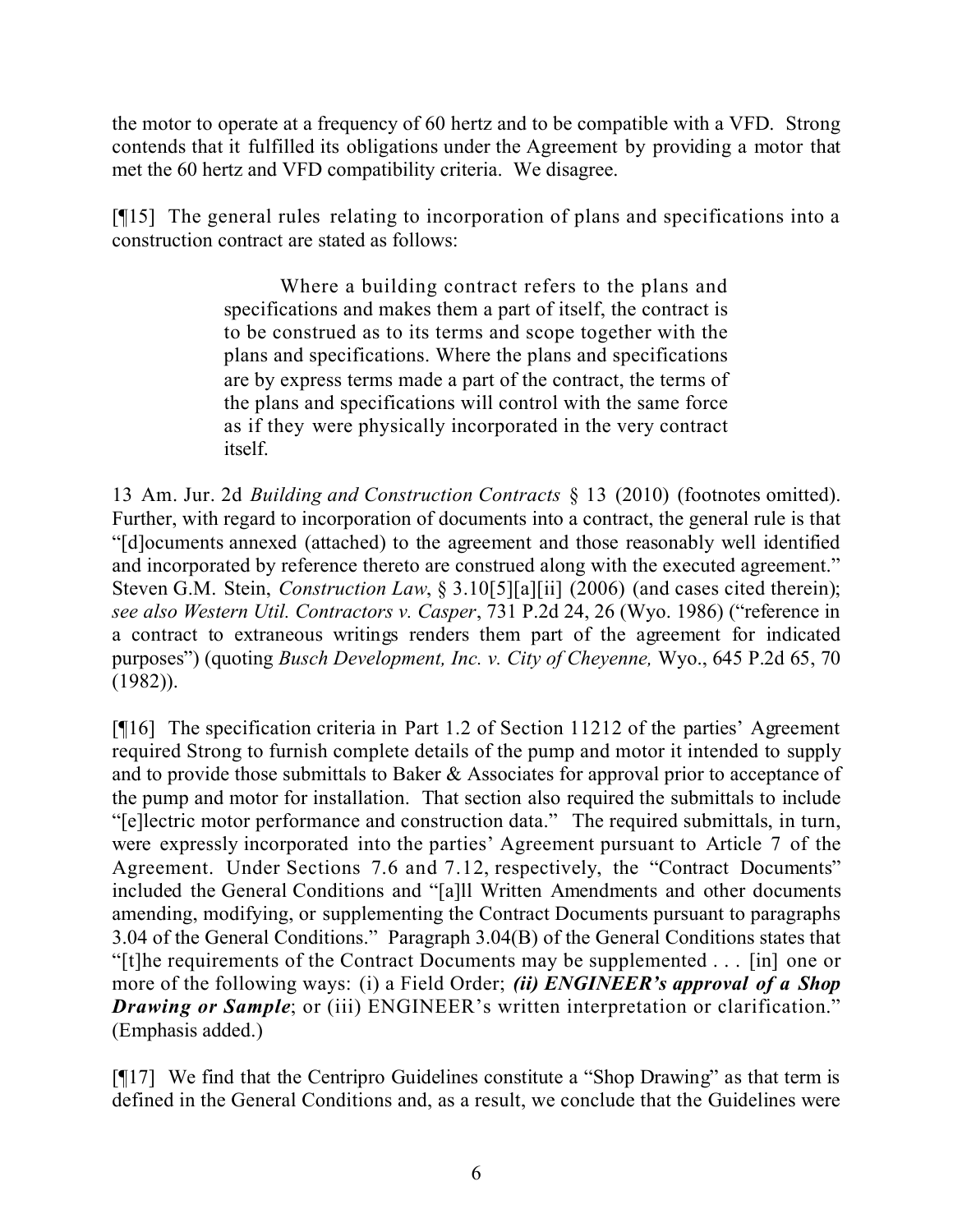the motor to operate at a frequency of 60 hertz and to be compatible with a VFD. Strong contends that it fulfilled its obligations under the Agreement by providing a motor that met the 60 hertz and VFD compatibility criteria. We disagree.

[¶15] The general rules relating to incorporation of plans and specifications into a construction contract are stated as follows:

> Where a building contract refers to the plans and specifications and makes them a part of itself, the contract is to be construed as to its terms and scope together with the plans and specifications. Where the plans and specifications are by express terms made a part of the contract, the terms of the plans and specifications will control with the same force as if they were physically incorporated in the very contract itself.

13 Am. Jur. 2d *Building and Construction Contracts* § 13 (2010) (footnotes omitted). Further, with regard to incorporation of documents into a contract, the general rule is that "[d]ocuments annexed (attached) to the agreement and those reasonably well identified and incorporated by reference thereto are construed along with the executed agreement." Steven G.M. Stein, *Construction Law*, § 3.10[5][a][ii] (2006) (and cases cited therein); *see also Western Util. Contractors v. Casper*, 731 P.2d 24, 26 (Wyo. 1986) ("reference in a contract to extraneous writings renders them part of the agreement for indicated purposes") (quoting *Busch Development, Inc. v. City of Cheyenne,* Wyo., 645 P.2d 65, 70 (1982)).

[¶16] The specification criteria in Part 1.2 of Section 11212 of the parties' Agreement required Strong to furnish complete details of the pump and motor it intended to supply and to provide those submittals to Baker & Associates for approval prior to acceptance of the pump and motor for installation. That section also required the submittals to include "[e]lectric motor performance and construction data." The required submittals, in turn, were expressly incorporated into the parties' Agreement pursuant to Article 7 of the Agreement. Under Sections 7.6 and 7.12, respectively, the "Contract Documents" included the General Conditions and "[a]ll Written Amendments and other documents amending, modifying, or supplementing the Contract Documents pursuant to paragraphs 3.04 of the General Conditions." Paragraph 3.04(B) of the General Conditions states that "[t]he requirements of the Contract Documents may be supplemented . . . [in] one or more of the following ways: (i) a Field Order; ***(ii) ENGINEER's approval of a Shop Drawing or Sample***; or (iii) ENGINEER's written interpretation or clarification." (Emphasis added.)

[¶17] We find that the Centripro Guidelines constitute a "Shop Drawing" as that term is defined in the General Conditions and, as a result, we conclude that the Guidelines were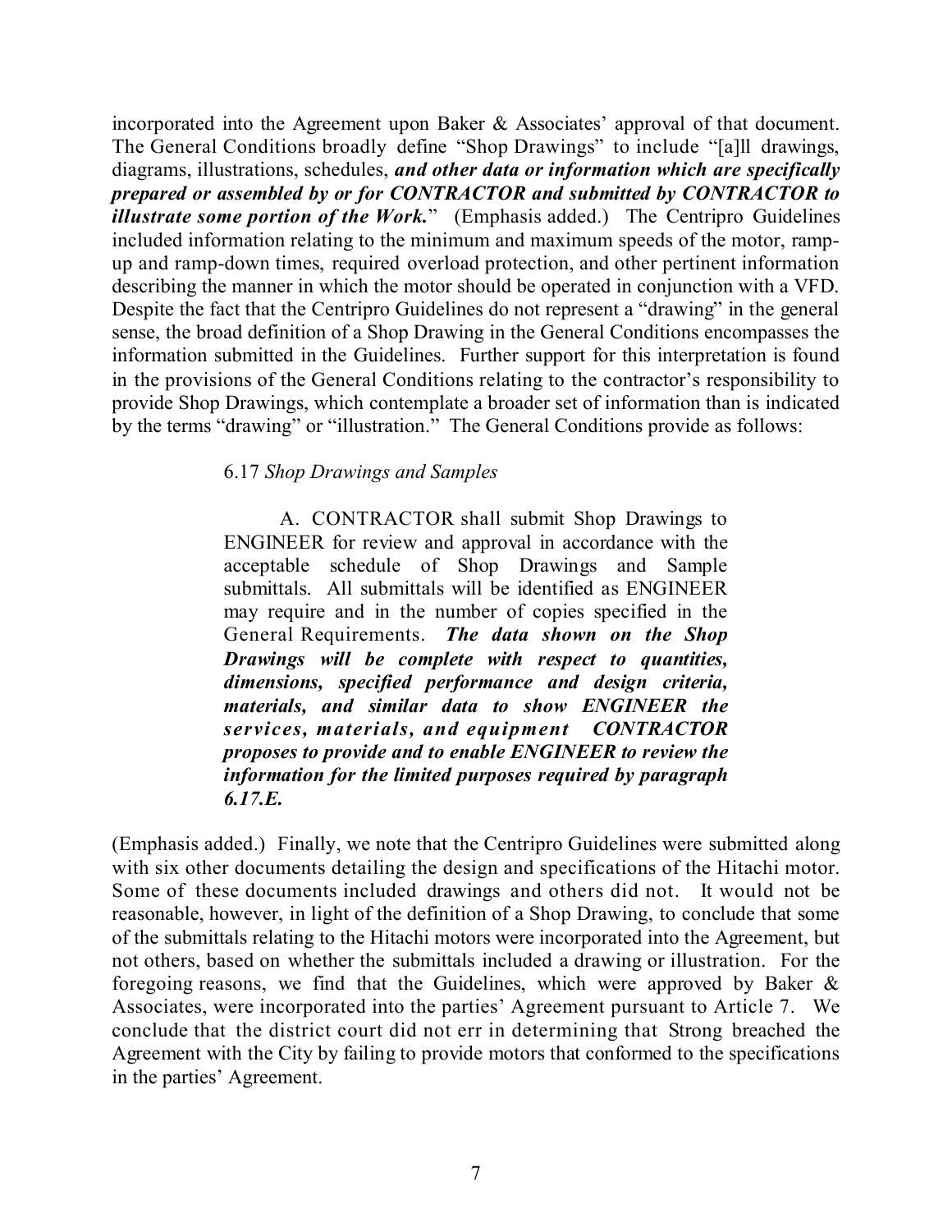incorporated into the Agreement upon Baker & Associates' approval of that document. The General Conditions broadly define "Shop Drawings" to include "[a]ll drawings, diagrams, illustrations, schedules, ***and other data or information which are specifically prepared or assembled by or for CONTRACTOR and submitted by CONTRACTOR to illustrate some portion of the Work.***" (Emphasis added.) The Centripro Guidelines included information relating to the minimum and maximum speeds of the motor, ramp-up and ramp-down times, required overload protection, and other pertinent information describing the manner in which the motor should be operated in conjunction with a VFD. Despite the fact that the Centripro Guidelines do not represent a "drawing" in the general sense, the broad definition of a Shop Drawing in the General Conditions encompasses the information submitted in the Guidelines. Further support for this interpretation is found in the provisions of the General Conditions relating to the contractor's responsibility to provide Shop Drawings, which contemplate a broader set of information than is indicated by the terms "drawing" or "illustration." The General Conditions provide as follows:

> 6.17 *Shop Drawings and Samples*
>
> A. CONTRACTOR shall submit Shop Drawings to ENGINEER for review and approval in accordance with the acceptable schedule of Shop Drawings and Sample submittals. All submittals will be identified as ENGINEER may require and in the number of copies specified in the General Requirements. ***The data shown on the Shop Drawings will be complete with respect to quantities, dimensions, specified performance and design criteria, materials, and similar data to show ENGINEER the services, materials, and equipment CONTRACTOR proposes to provide and to enable ENGINEER to review the information for the limited purposes required by paragraph 6.17.E.***

(Emphasis added.) Finally, we note that the Centripro Guidelines were submitted along with six other documents detailing the design and specifications of the Hitachi motor. Some of these documents included drawings and others did not. It would not be reasonable, however, in light of the definition of a Shop Drawing, to conclude that some of the submittals relating to the Hitachi motors were incorporated into the Agreement, but not others, based on whether the submittals included a drawing or illustration. For the foregoing reasons, we find that the Guidelines, which were approved by Baker & Associates, were incorporated into the parties' Agreement pursuant to Article 7. We conclude that the district court did not err in determining that Strong breached the Agreement with the City by failing to provide motors that conformed to the specifications in the parties' Agreement.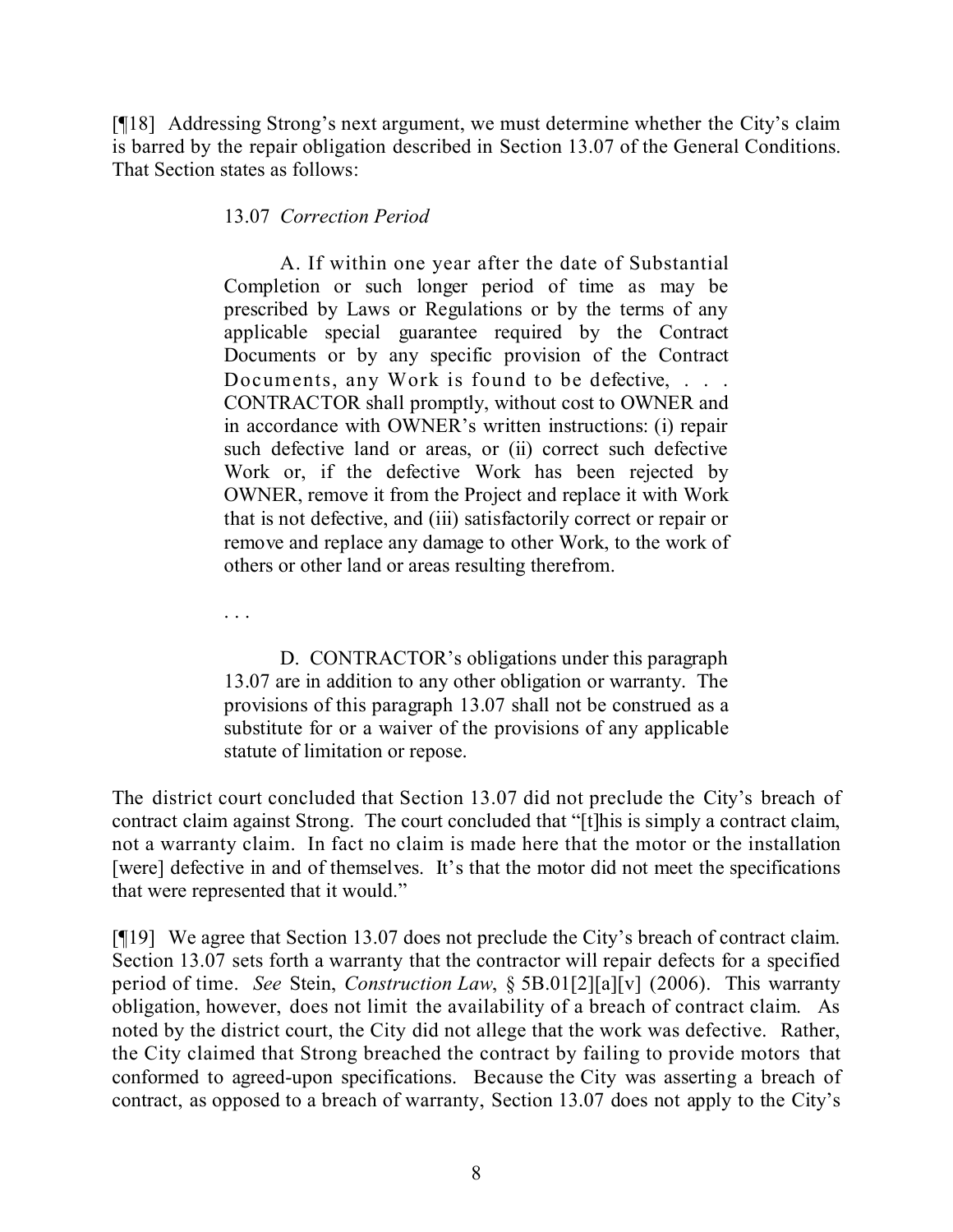[¶18] Addressing Strong's next argument, we must determine whether the City's claim is barred by the repair obligation described in Section 13.07 of the General Conditions. That Section states as follows:

> 13.07 *Correction Period*
>
> A. If within one year after the date of Substantial Completion or such longer period of time as may be prescribed by Laws or Regulations or by the terms of any applicable special guarantee required by the Contract Documents or by any specific provision of the Contract Documents, any Work is found to be defective, . . . CONTRACTOR shall promptly, without cost to OWNER and in accordance with OWNER's written instructions: (i) repair such defective land or areas, or (ii) correct such defective Work or, if the defective Work has been rejected by OWNER, remove it from the Project and replace it with Work that is not defective, and (iii) satisfactorily correct or repair or remove and replace any damage to other Work, to the work of others or other land or areas resulting therefrom.
>
> . . .
>
> D. CONTRACTOR's obligations under this paragraph 13.07 are in addition to any other obligation or warranty. The provisions of this paragraph 13.07 shall not be construed as a substitute for or a waiver of the provisions of any applicable statute of limitation or repose.

The district court concluded that Section 13.07 did not preclude the City's breach of contract claim against Strong. The court concluded that "[t]his is simply a contract claim, not a warranty claim. In fact no claim is made here that the motor or the installation [were] defective in and of themselves. It's that the motor did not meet the specifications that were represented that it would."

[¶19] We agree that Section 13.07 does not preclude the City's breach of contract claim. Section 13.07 sets forth a warranty that the contractor will repair defects for a specified period of time. *See* Stein, *Construction Law*, § 5B.01[2][a][v] (2006). This warranty obligation, however, does not limit the availability of a breach of contract claim. As noted by the district court, the City did not allege that the work was defective. Rather, the City claimed that Strong breached the contract by failing to provide motors that conformed to agreed-upon specifications. Because the City was asserting a breach of contract, as opposed to a breach of warranty, Section 13.07 does not apply to the City's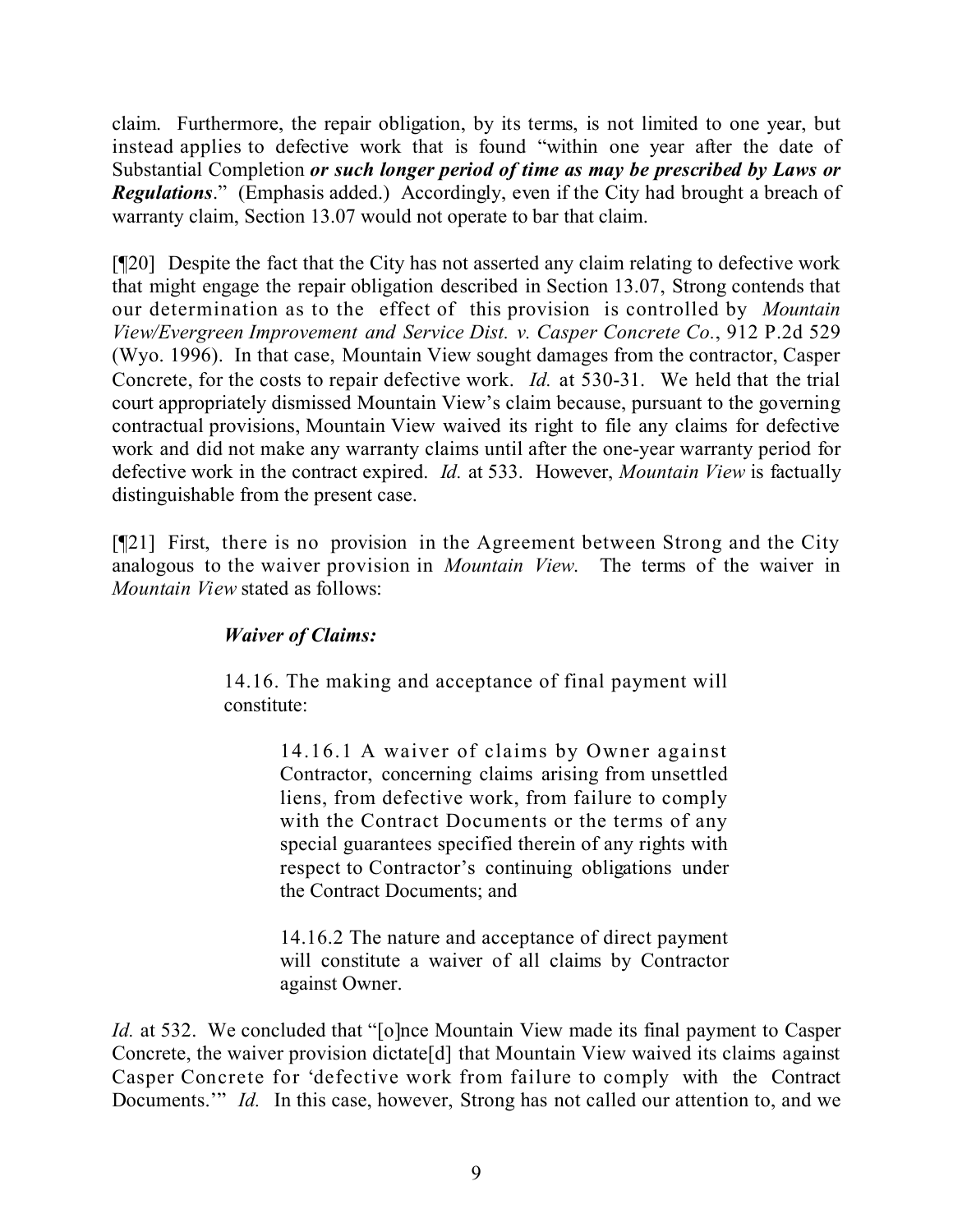claim. Furthermore, the repair obligation, by its terms, is not limited to one year, but instead applies to defective work that is found "within one year after the date of Substantial Completion ***or such longer period of time as may be prescribed by Laws or Regulations***." (Emphasis added.) Accordingly, even if the City had brought a breach of warranty claim, Section 13.07 would not operate to bar that claim.

[¶20] Despite the fact that the City has not asserted any claim relating to defective work that might engage the repair obligation described in Section 13.07, Strong contends that our determination as to the effect of this provision is controlled by *Mountain View/Evergreen Improvement and Service Dist. v. Casper Concrete Co.*, 912 P.2d 529 (Wyo. 1996). In that case, Mountain View sought damages from the contractor, Casper Concrete, for the costs to repair defective work. *Id.* at 530-31. We held that the trial court appropriately dismissed Mountain View's claim because, pursuant to the governing contractual provisions, Mountain View waived its right to file any claims for defective work and did not make any warranty claims until after the one-year warranty period for defective work in the contract expired. *Id.* at 533. However, *Mountain View* is factually distinguishable from the present case.

[¶21] First, there is no provision in the Agreement between Strong and the City analogous to the waiver provision in *Mountain View*. The terms of the waiver in *Mountain View* stated as follows:

> ***Waiver of Claims:***
>
> 14.16. The making and acceptance of final payment will constitute:
>
> > 14.16.1 A waiver of claims by Owner against Contractor, concerning claims arising from unsettled liens, from defective work, from failure to comply with the Contract Documents or the terms of any special guarantees specified therein of any rights with respect to Contractor's continuing obligations under the Contract Documents; and
> >
> > 14.16.2 The nature and acceptance of direct payment will constitute a waiver of all claims by Contractor against Owner.

*Id.* at 532. We concluded that "[o]nce Mountain View made its final payment to Casper Concrete, the waiver provision dictate[d] that Mountain View waived its claims against Casper Concrete for 'defective work from failure to comply with the Contract Documents.'" *Id.* In this case, however, Strong has not called our attention to, and we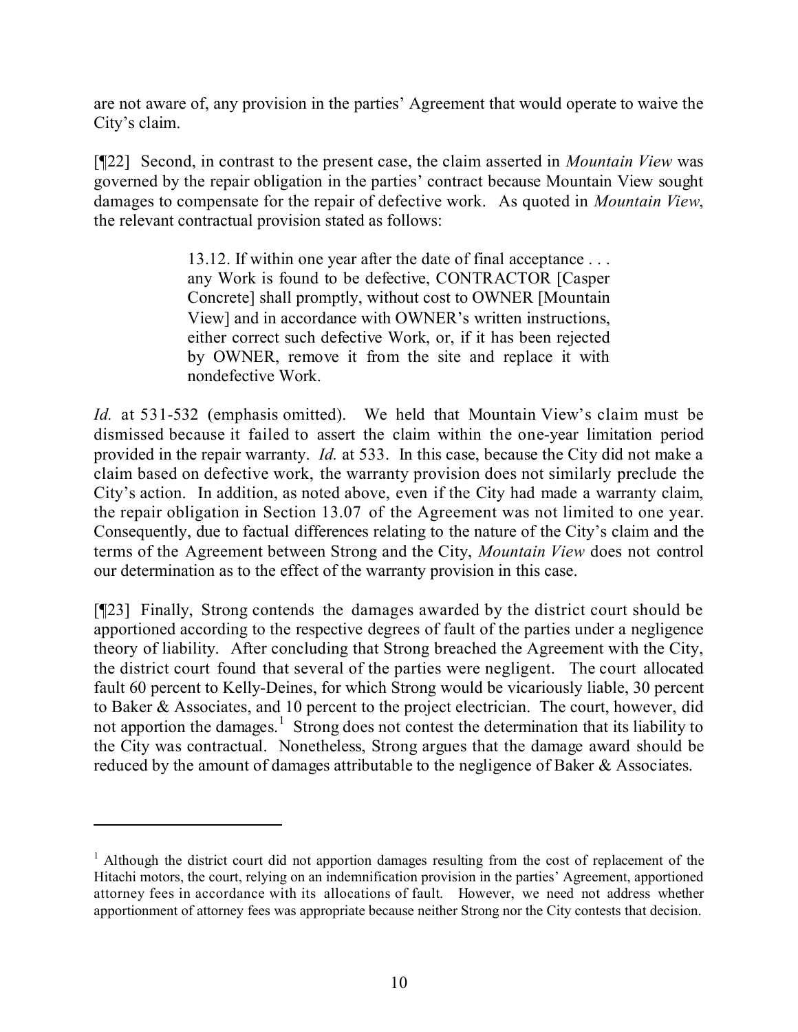are not aware of, any provision in the parties' Agreement that would operate to waive the City's claim.

[¶22] Second, in contrast to the present case, the claim asserted in *Mountain View* was governed by the repair obligation in the parties' contract because Mountain View sought damages to compensate for the repair of defective work. As quoted in *Mountain View*, the relevant contractual provision stated as follows:

> 13.12. If within one year after the date of final acceptance . . . any Work is found to be defective, CONTRACTOR [Casper Concrete] shall promptly, without cost to OWNER [Mountain View] and in accordance with OWNER's written instructions, either correct such defective Work, or, if it has been rejected by OWNER, remove it from the site and replace it with nondefective Work.

*Id.* at 531-532 (emphasis omitted). We held that Mountain View's claim must be dismissed because it failed to assert the claim within the one-year limitation period provided in the repair warranty. *Id.* at 533. In this case, because the City did not make a claim based on defective work, the warranty provision does not similarly preclude the City's action. In addition, as noted above, even if the City had made a warranty claim, the repair obligation in Section 13.07 of the Agreement was not limited to one year. Consequently, due to factual differences relating to the nature of the City's claim and the terms of the Agreement between Strong and the City, *Mountain View* does not control our determination as to the effect of the warranty provision in this case.

[¶23] Finally, Strong contends the damages awarded by the district court should be apportioned according to the respective degrees of fault of the parties under a negligence theory of liability. After concluding that Strong breached the Agreement with the City, the district court found that several of the parties were negligent. The court allocated fault 60 percent to Kelly-Deines, for which Strong would be vicariously liable, 30 percent to Baker & Associates, and 10 percent to the project electrician. The court, however, did not apportion the damages.[1] Strong does not contest the determination that its liability to the City was contractual. Nonetheless, Strong argues that the damage award should be reduced by the amount of damages attributable to the negligence of Baker & Associates.

---

[1] Although the district court did not apportion damages resulting from the cost of replacement of the Hitachi motors, the court, relying on an indemnification provision in the parties' Agreement, apportioned attorney fees in accordance with its allocations of fault. However, we need not address whether apportionment of attorney fees was appropriate because neither Strong nor the City contests that decision.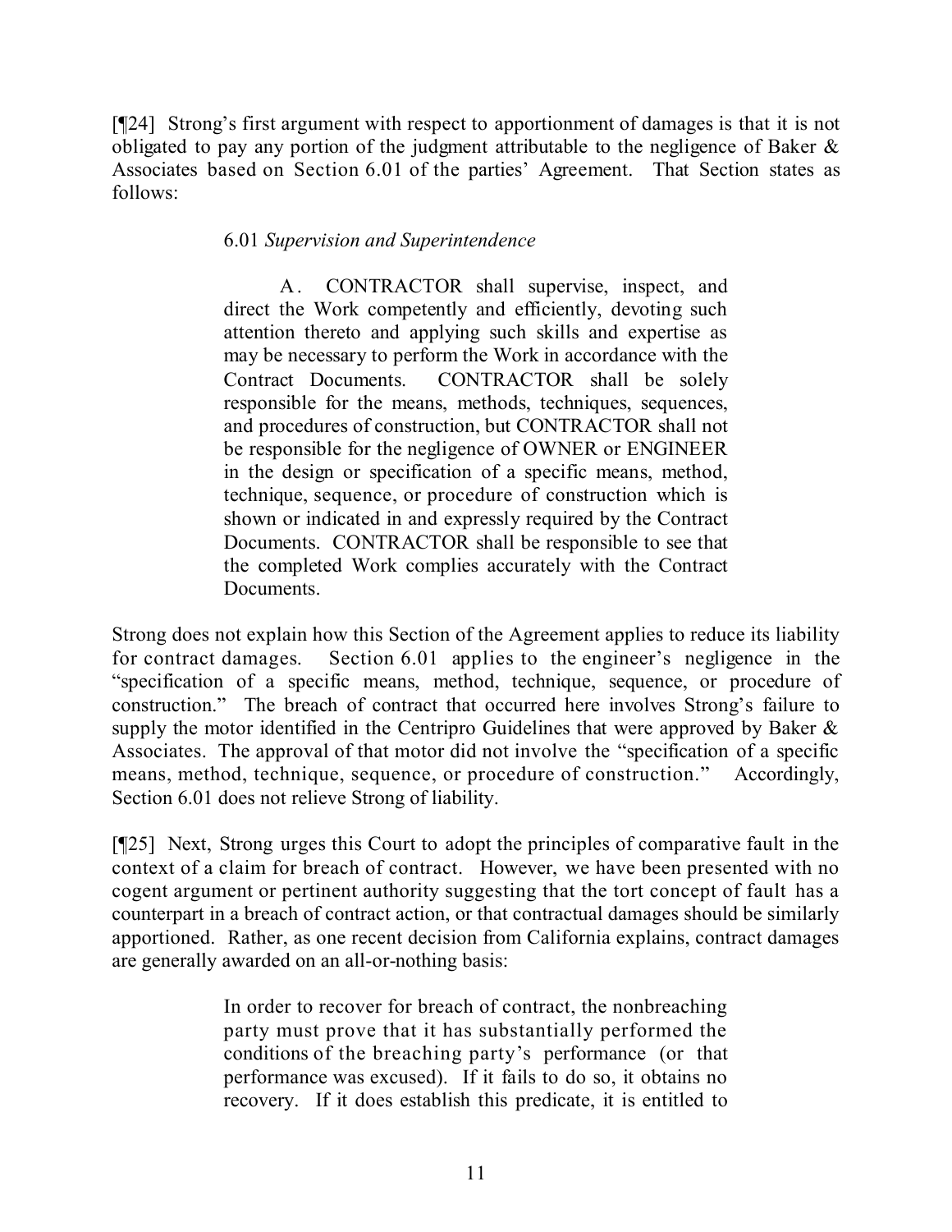[¶24] Strong's first argument with respect to apportionment of damages is that it is not obligated to pay any portion of the judgment attributable to the negligence of Baker & Associates based on Section 6.01 of the parties' Agreement. That Section states as follows:

> 6.01 *Supervision and Superintendence*
>
> A. CONTRACTOR shall supervise, inspect, and direct the Work competently and efficiently, devoting such attention thereto and applying such skills and expertise as may be necessary to perform the Work in accordance with the Contract Documents. CONTRACTOR shall be solely responsible for the means, methods, techniques, sequences, and procedures of construction, but CONTRACTOR shall not be responsible for the negligence of OWNER or ENGINEER in the design or specification of a specific means, method, technique, sequence, or procedure of construction which is shown or indicated in and expressly required by the Contract Documents. CONTRACTOR shall be responsible to see that the completed Work complies accurately with the Contract Documents.

Strong does not explain how this Section of the Agreement applies to reduce its liability for contract damages. Section 6.01 applies to the engineer's negligence in the "specification of a specific means, method, technique, sequence, or procedure of construction." The breach of contract that occurred here involves Strong's failure to supply the motor identified in the Centripro Guidelines that were approved by Baker & Associates. The approval of that motor did not involve the "specification of a specific means, method, technique, sequence, or procedure of construction." Accordingly, Section 6.01 does not relieve Strong of liability.

[¶25] Next, Strong urges this Court to adopt the principles of comparative fault in the context of a claim for breach of contract. However, we have been presented with no cogent argument or pertinent authority suggesting that the tort concept of fault has a counterpart in a breach of contract action, or that contractual damages should be similarly apportioned. Rather, as one recent decision from California explains, contract damages are generally awarded on an all-or-nothing basis:

> In order to recover for breach of contract, the nonbreaching party must prove that it has substantially performed the conditions of the breaching party's performance (or that performance was excused). If it fails to do so, it obtains no recovery. If it does establish this predicate, it is entitled to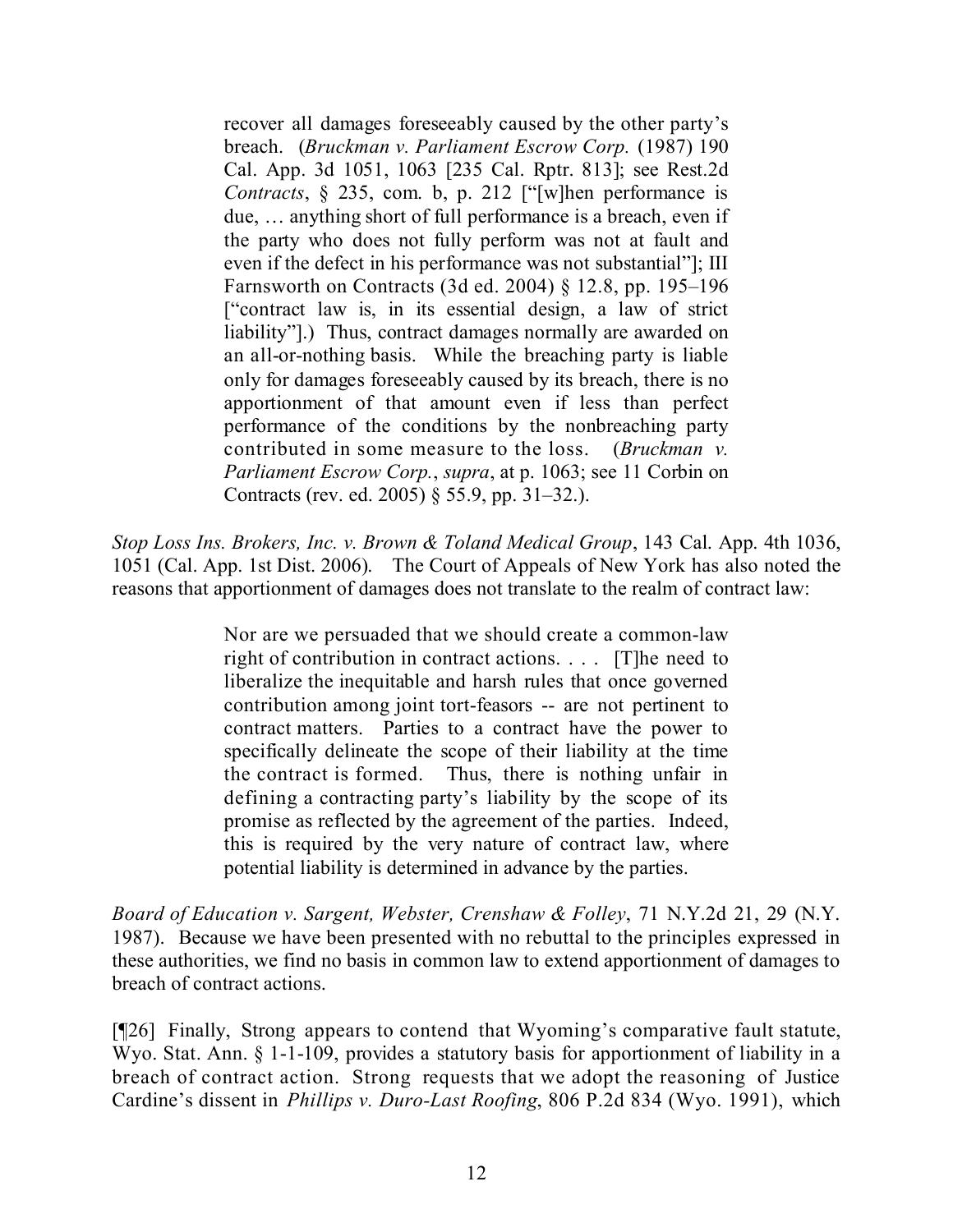> recover all damages foreseeably caused by the other party's breach. (*Bruckman v. Parliament Escrow Corp.* (1987) 190 Cal. App. 3d 1051, 1063 [235 Cal. Rptr. 813]; see Rest.2d *Contracts*, § 235, com. b, p. 212 ["[w]hen performance is due, … anything short of full performance is a breach, even if the party who does not fully perform was not at fault and even if the defect in his performance was not substantial"]; III Farnsworth on Contracts (3d ed. 2004) § 12.8, pp. 195–196 ["contract law is, in its essential design, a law of strict liability"].) Thus, contract damages normally are awarded on an all-or-nothing basis. While the breaching party is liable only for damages foreseeably caused by its breach, there is no apportionment of that amount even if less than perfect performance of the conditions by the nonbreaching party contributed in some measure to the loss. (*Bruckman v. Parliament Escrow Corp.*, *supra*, at p. 1063; see 11 Corbin on Contracts (rev. ed. 2005) § 55.9, pp. 31–32.).

*Stop Loss Ins. Brokers, Inc. v. Brown & Toland Medical Group*, 143 Cal. App. 4th 1036, 1051 (Cal. App. 1st Dist. 2006). The Court of Appeals of New York has also noted the reasons that apportionment of damages does not translate to the realm of contract law:

> Nor are we persuaded that we should create a common-law right of contribution in contract actions. . . . [T]he need to liberalize the inequitable and harsh rules that once governed contribution among joint tort-feasors -- are not pertinent to contract matters. Parties to a contract have the power to specifically delineate the scope of their liability at the time the contract is formed. Thus, there is nothing unfair in defining a contracting party's liability by the scope of its promise as reflected by the agreement of the parties. Indeed, this is required by the very nature of contract law, where potential liability is determined in advance by the parties.

*Board of Education v. Sargent, Webster, Crenshaw & Folley*, 71 N.Y.2d 21, 29 (N.Y. 1987). Because we have been presented with no rebuttal to the principles expressed in these authorities, we find no basis in common law to extend apportionment of damages to breach of contract actions.

[¶26] Finally, Strong appears to contend that Wyoming's comparative fault statute, Wyo. Stat. Ann. § 1-1-109, provides a statutory basis for apportionment of liability in a breach of contract action. Strong requests that we adopt the reasoning of Justice Cardine's dissent in *Phillips v. Duro-Last Roofing*, 806 P.2d 834 (Wyo. 1991), which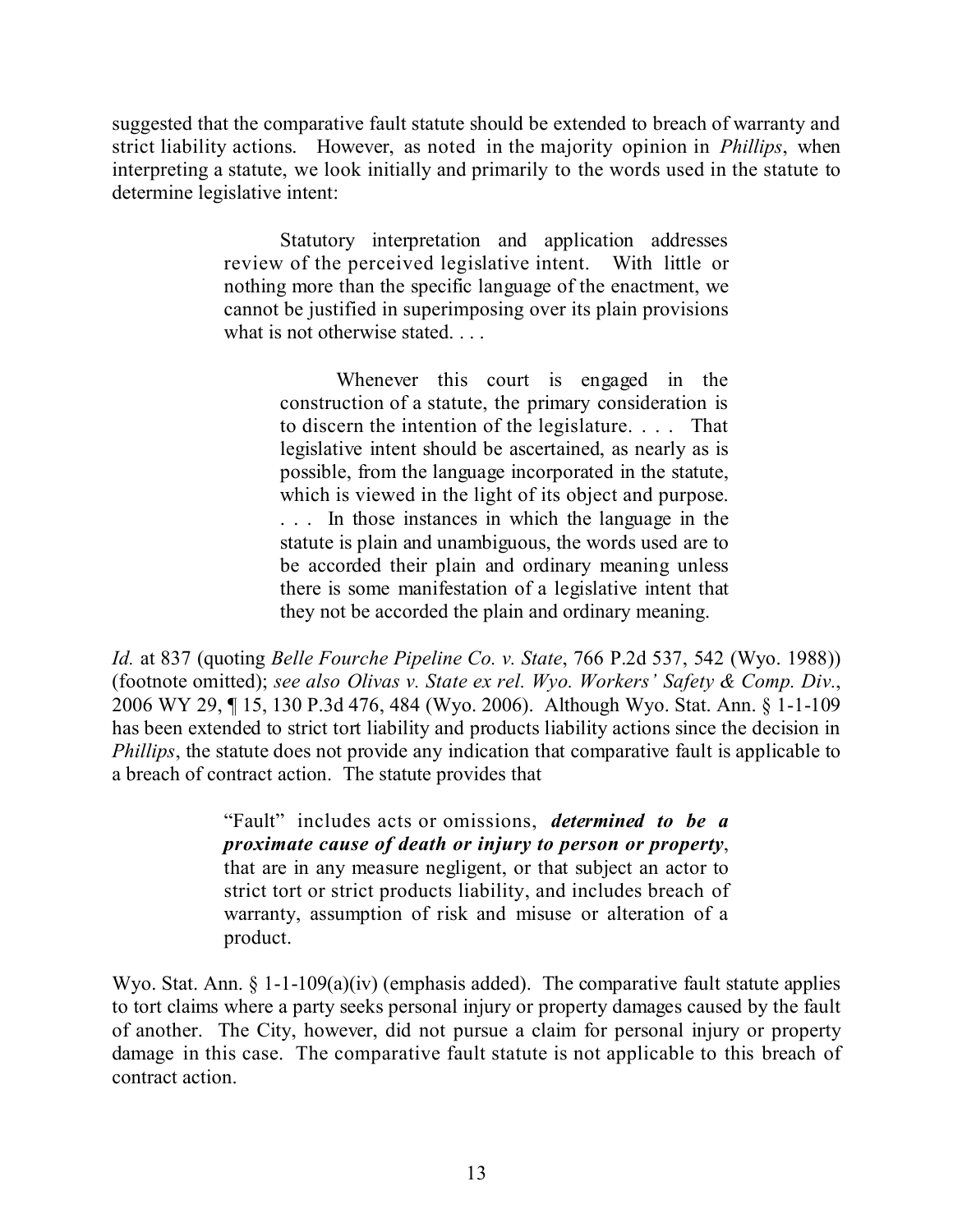suggested that the comparative fault statute should be extended to breach of warranty and strict liability actions. However, as noted in the majority opinion in *Phillips*, when interpreting a statute, we look initially and primarily to the words used in the statute to determine legislative intent:

> Statutory interpretation and application addresses review of the perceived legislative intent. With little or nothing more than the specific language of the enactment, we cannot be justified in superimposing over its plain provisions what is not otherwise stated. . . .
>
>> Whenever this court is engaged in the construction of a statute, the primary consideration is to discern the intention of the legislature. . . . That legislative intent should be ascertained, as nearly as is possible, from the language incorporated in the statute, which is viewed in the light of its object and purpose. . . . In those instances in which the language in the statute is plain and unambiguous, the words used are to be accorded their plain and ordinary meaning unless there is some manifestation of a legislative intent that they not be accorded the plain and ordinary meaning.

*Id.* at 837 (quoting *Belle Fourche Pipeline Co. v. State*, 766 P.2d 537, 542 (Wyo. 1988)) (footnote omitted); *see also Olivas v. State ex rel. Wyo. Workers' Safety & Comp. Div.*, 2006 WY 29, ¶ 15, 130 P.3d 476, 484 (Wyo. 2006). Although Wyo. Stat. Ann. § 1-1-109 has been extended to strict tort liability and products liability actions since the decision in *Phillips*, the statute does not provide any indication that comparative fault is applicable to a breach of contract action. The statute provides that

> "Fault" includes acts or omissions, ***determined to be a proximate cause of death or injury to person or property***, that are in any measure negligent, or that subject an actor to strict tort or strict products liability, and includes breach of warranty, assumption of risk and misuse or alteration of a product.

Wyo. Stat. Ann. § 1-1-109(a)(iv) (emphasis added). The comparative fault statute applies to tort claims where a party seeks personal injury or property damages caused by the fault of another. The City, however, did not pursue a claim for personal injury or property damage in this case. The comparative fault statute is not applicable to this breach of contract action.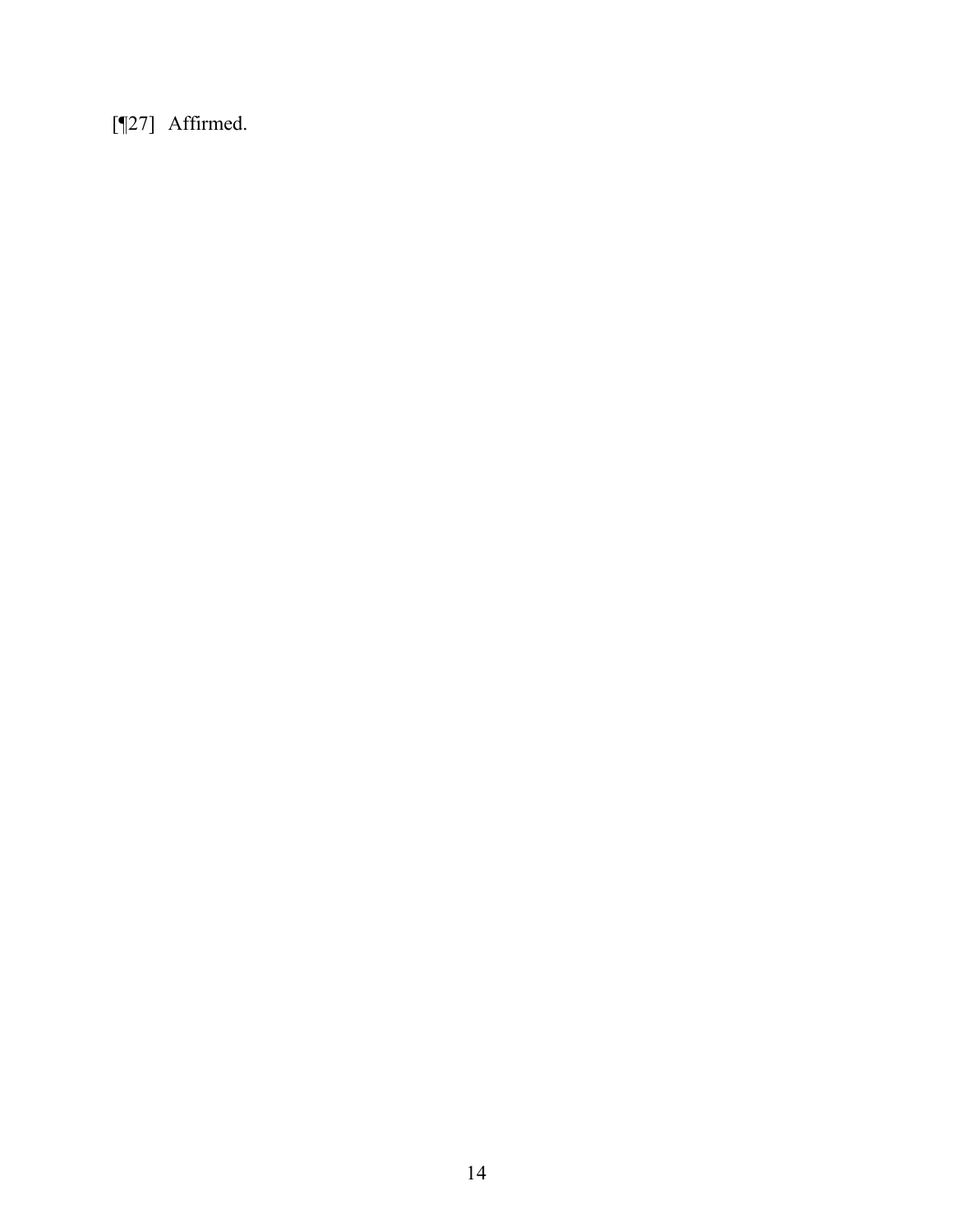[¶27] Affirmed.